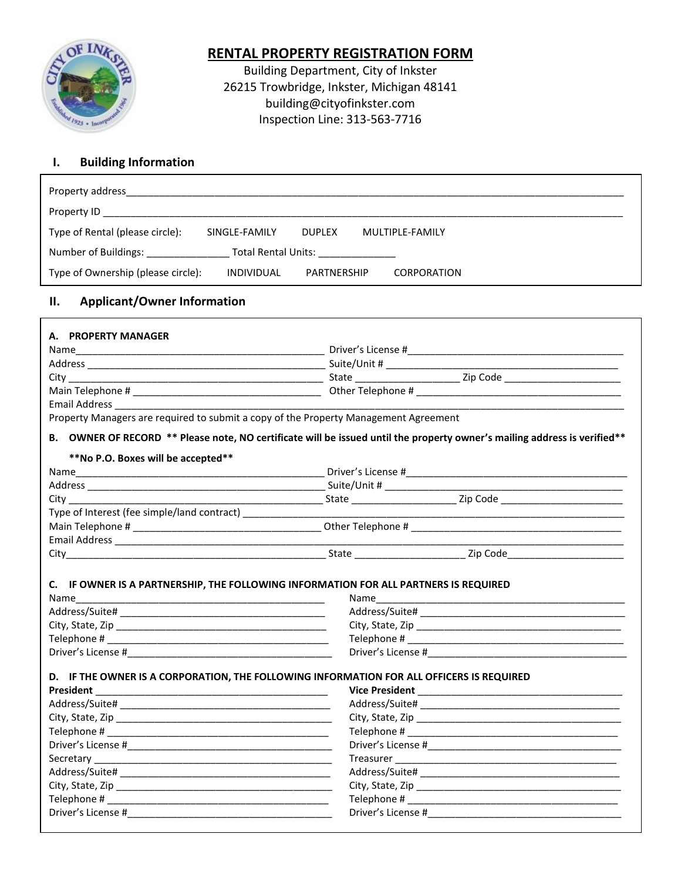# RENTAL PROPERTY REGISTRATION FORM

Building Department, City of Inkster
26215 Trowbridge, Inkster, Michigan 48141
building@cityofinkster.com
Inspection Line: 313-563-7716

## I. Building Information

Property address\_\_\_\_\_\_\_\_\_\_\_\_\_\_\_\_\_\_\_\_\_\_\_\_\_\_\_\_\_\_\_\_\_\_\_\_\_\_\_\_

Property ID \_\_\_\_\_\_\_\_\_\_\_\_\_\_\_\_\_\_\_\_\_\_\_\_\_\_\_\_\_\_\_\_\_\_\_\_\_\_\_\_

Type of Rental (please circle): SINGLE-FAMILY DUPLEX MULTIPLE-FAMILY

Number of Buildings: \_\_\_\_\_\_\_\_\_\_\_\_\_\_\_ Total Rental Units: \_\_\_\_\_\_\_\_\_\_\_\_\_\_

Type of Ownership (please circle): INDIVIDUAL PARTNERSHIP CORPORATION

## II. Applicant/Owner Information

**A. PROPERTY MANAGER**

Name\_\_\_\_\_\_\_\_\_\_\_\_\_\_\_\_\_\_\_\_\_\_\_\_\_\_\_\_ Driver's License #\_\_\_\_\_\_\_\_\_\_\_\_\_\_\_\_\_\_\_\_\_\_\_\_\_\_\_\_
Address \_\_\_\_\_\_\_\_\_\_\_\_\_\_\_\_\_\_\_\_\_\_\_\_\_\_\_\_ Suite/Unit # \_\_\_\_\_\_\_\_\_\_\_\_\_\_\_\_\_\_\_\_\_\_\_\_\_\_\_\_
City \_\_\_\_\_\_\_\_\_\_\_\_\_\_\_\_\_\_\_\_\_\_\_\_\_\_\_\_ State \_\_\_\_\_\_\_\_\_\_\_\_\_\_\_\_\_\_\_ Zip Code \_\_\_\_\_\_\_\_\_\_\_\_\_\_\_\_\_\_\_\_\_\_
Main Telephone # \_\_\_\_\_\_\_\_\_\_\_\_\_\_\_\_\_\_\_\_\_\_\_\_\_\_\_\_ Other Telephone # \_\_\_\_\_\_\_\_\_\_\_\_\_\_\_\_\_\_\_\_\_\_\_\_\_\_\_\_
Email Address \_\_\_\_\_\_\_\_\_\_\_\_\_\_\_\_\_\_\_\_\_\_\_\_\_\_\_\_\_\_\_\_\_\_\_\_\_\_\_\_
Property Managers are required to submit a copy of the Property Management Agreement

**B. OWNER OF RECORD \*\* Please note, NO certificate will be issued until the property owner's mailing address is verified\*\***

**\*\*No P.O. Boxes will be accepted\*\***

Name\_\_\_\_\_\_\_\_\_\_\_\_\_\_\_\_\_\_\_\_\_\_\_\_\_\_\_\_ Driver's License #\_\_\_\_\_\_\_\_\_\_\_\_\_\_\_\_\_\_\_\_\_\_\_\_\_\_\_\_
Address \_\_\_\_\_\_\_\_\_\_\_\_\_\_\_\_\_\_\_\_\_\_\_\_\_\_\_\_ Suite/Unit # \_\_\_\_\_\_\_\_\_\_\_\_\_\_\_\_\_\_\_\_\_\_\_\_\_\_\_\_
City \_\_\_\_\_\_\_\_\_\_\_\_\_\_\_\_\_\_\_\_\_\_\_\_\_\_\_\_ State \_\_\_\_\_\_\_\_\_\_\_\_\_\_\_\_\_\_\_ Zip Code \_\_\_\_\_\_\_\_\_\_\_\_\_\_\_\_\_\_\_\_\_\_
Type of Interest (fee simple/land contract) \_\_\_\_\_\_\_\_\_\_\_\_\_\_\_\_\_\_\_\_\_\_\_\_\_\_\_\_
Main Telephone # \_\_\_\_\_\_\_\_\_\_\_\_\_\_\_\_\_\_\_\_\_\_\_\_\_\_\_\_ Other Telephone # \_\_\_\_\_\_\_\_\_\_\_\_\_\_\_\_\_\_\_\_\_\_\_\_\_\_\_\_
Email Address \_\_\_\_\_\_\_\_\_\_\_\_\_\_\_\_\_\_\_\_\_\_\_\_\_\_\_\_\_\_\_\_\_\_\_\_\_\_\_\_
City\_\_\_\_\_\_\_\_\_\_\_\_\_\_\_\_\_\_\_\_\_\_\_\_\_\_\_\_ State \_\_\_\_\_\_\_\_\_\_\_\_\_\_\_\_\_\_\_\_ Zip Code\_\_\_\_\_\_\_\_\_\_\_\_\_\_\_\_\_\_\_\_\_\_

**C. IF OWNER IS A PARTNERSHIP, THE FOLLOWING INFORMATION FOR ALL PARTNERS IS REQUIRED**

Name\_\_\_\_\_\_\_\_\_\_\_\_\_\_\_\_\_\_\_\_\_\_\_\_\_\_\_\_
Address/Suite# \_\_\_\_\_\_\_\_\_\_\_\_\_\_\_\_\_\_\_\_\_\_\_\_\_\_\_\_
City, State, Zip \_\_\_\_\_\_\_\_\_\_\_\_\_\_\_\_\_\_\_\_\_\_\_\_\_\_\_\_
Telephone # \_\_\_\_\_\_\_\_\_\_\_\_\_\_\_\_\_\_\_\_\_\_\_\_\_\_\_\_
Driver's License #\_\_\_\_\_\_\_\_\_\_\_\_\_\_\_\_\_\_\_\_\_\_\_\_\_\_\_\_

Name\_\_\_\_\_\_\_\_\_\_\_\_\_\_\_\_\_\_\_\_\_\_\_\_\_\_\_\_
Address/Suite# \_\_\_\_\_\_\_\_\_\_\_\_\_\_\_\_\_\_\_\_\_\_\_\_\_\_\_\_
City, State, Zip \_\_\_\_\_\_\_\_\_\_\_\_\_\_\_\_\_\_\_\_\_\_\_\_\_\_\_\_
Telephone # \_\_\_\_\_\_\_\_\_\_\_\_\_\_\_\_\_\_\_\_\_\_\_\_\_\_\_\_
Driver's License #\_\_\_\_\_\_\_\_\_\_\_\_\_\_\_\_\_\_\_\_\_\_\_\_\_\_\_\_

**D. IF THE OWNER IS A CORPORATION, THE FOLLOWING INFORMATION FOR ALL OFFICERS IS REQUIRED**

**President** \_\_\_\_\_\_\_\_\_\_\_\_\_\_\_\_\_\_\_\_\_\_\_\_\_\_\_\_
Address/Suite# \_\_\_\_\_\_\_\_\_\_\_\_\_\_\_\_\_\_\_\_\_\_\_\_\_\_\_\_
City, State, Zip \_\_\_\_\_\_\_\_\_\_\_\_\_\_\_\_\_\_\_\_\_\_\_\_\_\_\_\_
Telephone # \_\_\_\_\_\_\_\_\_\_\_\_\_\_\_\_\_\_\_\_\_\_\_\_\_\_\_\_
Driver's License #\_\_\_\_\_\_\_\_\_\_\_\_\_\_\_\_\_\_\_\_\_\_\_\_\_\_\_\_

**Vice President** \_\_\_\_\_\_\_\_\_\_\_\_\_\_\_\_\_\_\_\_\_\_\_\_\_\_\_\_
Address/Suite# \_\_\_\_\_\_\_\_\_\_\_\_\_\_\_\_\_\_\_\_\_\_\_\_\_\_\_\_
City, State, Zip \_\_\_\_\_\_\_\_\_\_\_\_\_\_\_\_\_\_\_\_\_\_\_\_\_\_\_\_
Telephone # \_\_\_\_\_\_\_\_\_\_\_\_\_\_\_\_\_\_\_\_\_\_\_\_\_\_\_\_
Driver's License #\_\_\_\_\_\_\_\_\_\_\_\_\_\_\_\_\_\_\_\_\_\_\_\_\_\_\_\_

Secretary \_\_\_\_\_\_\_\_\_\_\_\_\_\_\_\_\_\_\_\_\_\_\_\_\_\_\_\_
Address/Suite# \_\_\_\_\_\_\_\_\_\_\_\_\_\_\_\_\_\_\_\_\_\_\_\_\_\_\_\_
City, State, Zip \_\_\_\_\_\_\_\_\_\_\_\_\_\_\_\_\_\_\_\_\_\_\_\_\_\_\_\_
Telephone # \_\_\_\_\_\_\_\_\_\_\_\_\_\_\_\_\_\_\_\_\_\_\_\_\_\_\_\_
Driver's License #\_\_\_\_\_\_\_\_\_\_\_\_\_\_\_\_\_\_\_\_\_\_\_\_\_\_\_\_

Treasurer \_\_\_\_\_\_\_\_\_\_\_\_\_\_\_\_\_\_\_\_\_\_\_\_\_\_\_\_
Address/Suite# \_\_\_\_\_\_\_\_\_\_\_\_\_\_\_\_\_\_\_\_\_\_\_\_\_\_\_\_
City, State, Zip \_\_\_\_\_\_\_\_\_\_\_\_\_\_\_\_\_\_\_\_\_\_\_\_\_\_\_\_
Telephone # \_\_\_\_\_\_\_\_\_\_\_\_\_\_\_\_\_\_\_\_\_\_\_\_\_\_\_\_
Driver's License #\_\_\_\_\_\_\_\_\_\_\_\_\_\_\_\_\_\_\_\_\_\_\_\_\_\_\_\_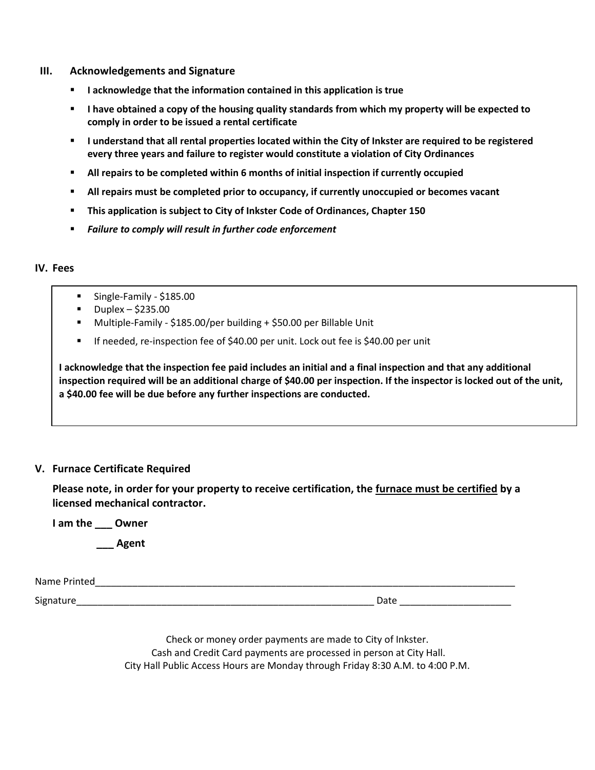## III. Acknowledgements and Signature

- **I acknowledge that the information contained in this application is true**
- **I have obtained a copy of the housing quality standards from which my property will be expected to comply in order to be issued a rental certificate**
- **I understand that all rental properties located within the City of Inkster are required to be registered every three years and failure to register would constitute a violation of City Ordinances**
- **All repairs to be completed within 6 months of initial inspection if currently occupied**
- **All repairs must be completed prior to occupancy, if currently unoccupied or becomes vacant**
- **This application is subject to City of Inkster Code of Ordinances, Chapter 150**
- ***Failure to comply will result in further code enforcement***

## IV. Fees

- Single-Family - $185.00
- Duplex – $235.00
- Multiple-Family - $185.00/per building + $50.00 per Billable Unit
- If needed, re-inspection fee of $40.00 per unit. Lock out fee is $40.00 per unit

**I acknowledge that the inspection fee paid includes an initial and a final inspection and that any additional inspection required will be an additional charge of $40.00 per inspection. If the inspector is locked out of the unit, a $40.00 fee will be due before any further inspections are conducted.**

## V. Furnace Certificate Required

**Please note, in order for your property to receive certification, the furnace must be certified by a licensed mechanical contractor.**

**I am the ___ Owner**

**___ Agent**

Name Printed_______________________________________________________________________________

Signature____________________________________________________________ Date _____________________

Check or money order payments are made to City of Inkster.
Cash and Credit Card payments are processed in person at City Hall.
City Hall Public Access Hours are Monday through Friday 8:30 A.M. to 4:00 P.M.